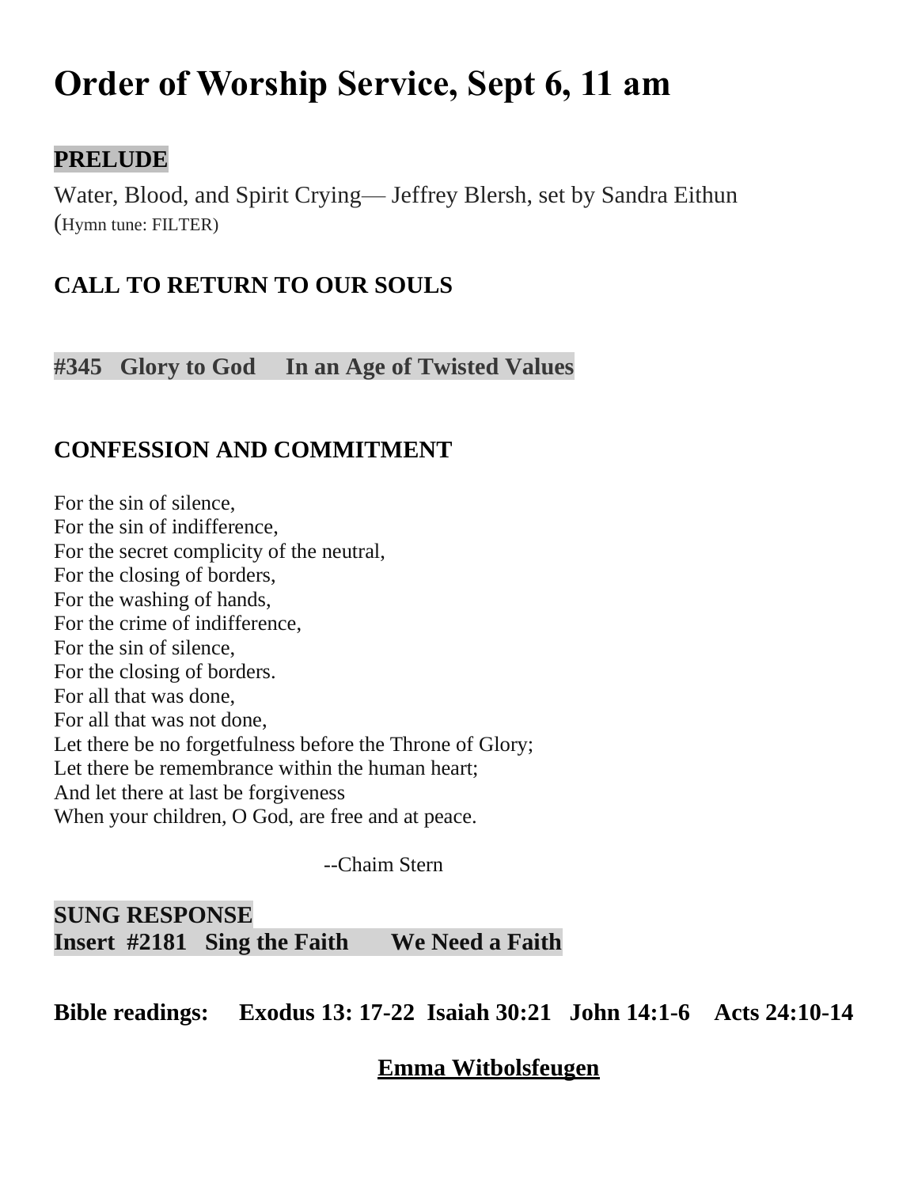# Order of Worship Service, Sept 6, 11 am

**PRELUDE**

Water, Blood, and Spirit Crying— Jeffrey Blersh, set by Sandra Eithun (Hymn tune: FILTER)

**CALL TO RETURN TO OUR SOULS**

**#345 Glory to God In an Age of Twisted Values**

**CONFESSION AND COMMITMENT**

For the sin of silence,  
For the sin of indifference,  
For the secret complicity of the neutral,  
For the closing of borders,  
For the washing of hands,  
For the crime of indifference,  
For the sin of silence,  
For the closing of borders.  
For all that was done,  
For all that was not done,  
Let there be no forgetfulness before the Throne of Glory;  
Let there be remembrance within the human heart;  
And let there at last be forgiveness  
When your children, O God, are free and at peace.

--Chaim Stern

**SUNG RESPONSE**  
**Insert #2181 Sing the Faith We Need a Faith**

**Bible readings: Exodus 13: 17-22 Isaiah 30:21 John 14:1-6 Acts 24:10-14**

**Emma Witbolsfeugen**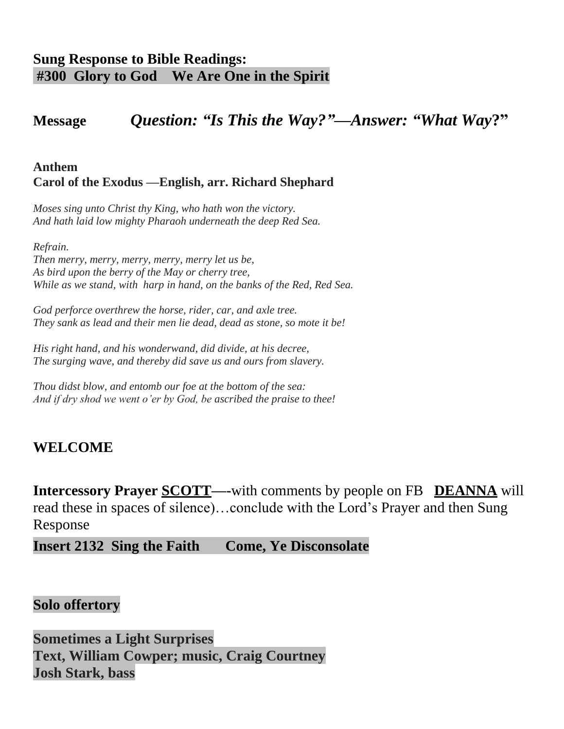**Sung Response to Bible Readings:**
**#300 Glory to God We Are One in the Spirit**

**Message** ***Question: "Is This the Way?"—Answer: "What Way?"***

**Anthem**
**Carol of the Exodus —English, arr. Richard Shephard**

*Moses sing unto Christ thy King, who hath won the victory.*
*And hath laid low mighty Pharaoh underneath the deep Red Sea.*

*Refrain.*
*Then merry, merry, merry, merry, merry let us be,*
*As bird upon the berry of the May or cherry tree,*
*While as we stand, with harp in hand, on the banks of the Red, Red Sea.*

*God perforce overthrew the horse, rider, car, and axle tree.*
*They sank as lead and their men lie dead, dead as stone, so mote it be!*

*His right hand, and his wonderwand, did divide, at his decree,*
*The surging wave, and thereby did save us and ours from slavery.*

*Thou didst blow, and entomb our foe at the bottom of the sea:*
*And if dry shod we went o'er by God, be ascribed the praise to thee!*

## WELCOME

**Intercessory Prayer** **SCOTT**—-with comments by people on FB **DEANNA** will read these in spaces of silence)…conclude with the Lord's Prayer and then Sung Response

**Insert 2132 Sing the Faith Come, Ye Disconsolate**

**Solo offertory**

**Sometimes a Light Surprises**
**Text, William Cowper; music, Craig Courtney**
**Josh Stark, bass**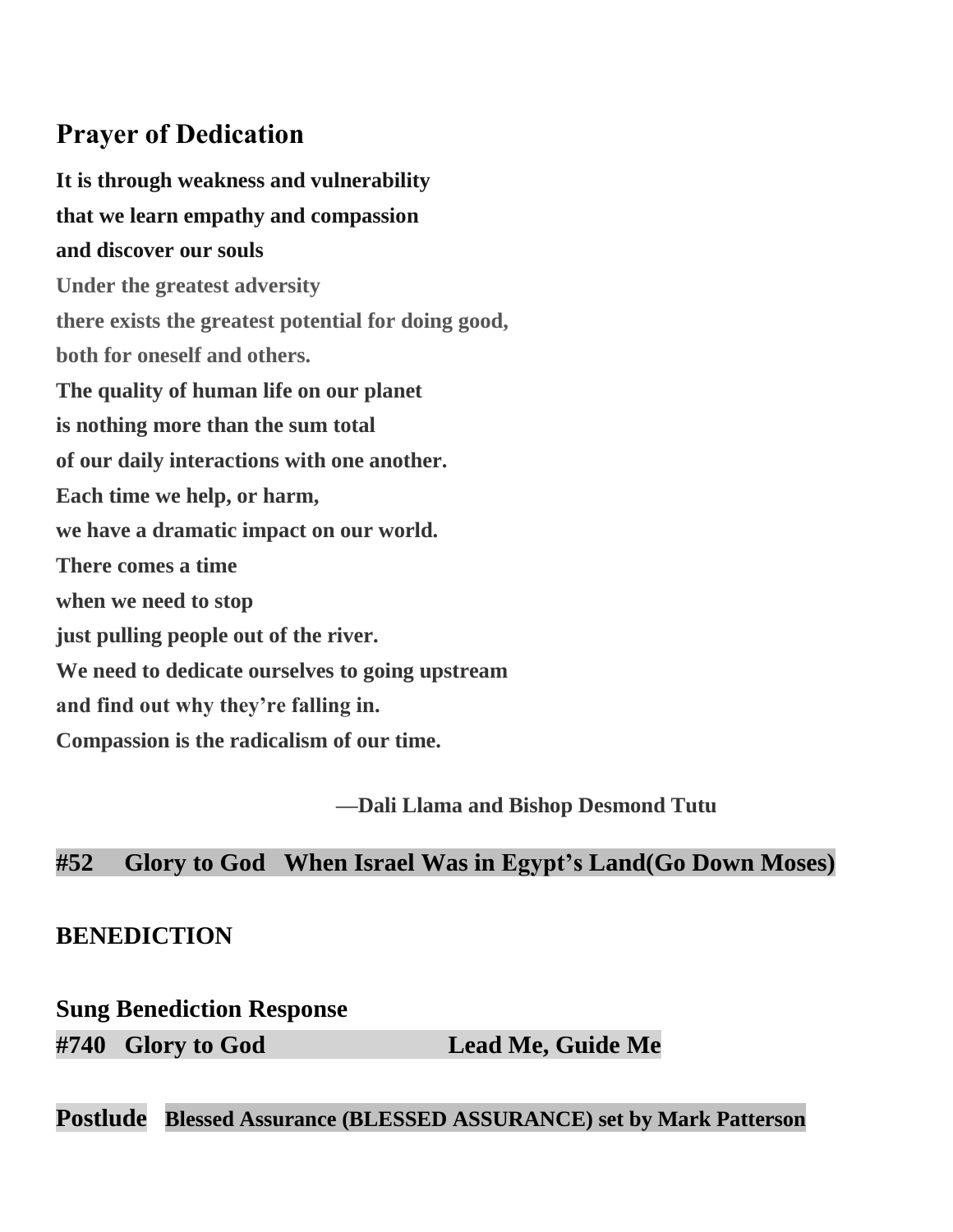## Prayer of Dedication

**It is through weakness and vulnerability**
**that we learn empathy and compassion**
**and discover our souls**
**Under the greatest adversity**
**there exists the greatest potential for doing good,**
**both for oneself and others.**
**The quality of human life on our planet**
**is nothing more than the sum total**
**of our daily interactions with one another.**
**Each time we help, or harm,**
**we have a dramatic impact on our world.**
**There comes a time**
**when we need to stop**
**just pulling people out of the river.**
**We need to dedicate ourselves to going upstream**
**and find out why they're falling in.**
**Compassion is the radicalism of our time.**

**—Dali Llama and Bishop Desmond Tutu**

## #52 Glory to God When Israel Was in Egypt's Land(Go Down Moses)

## BENEDICTION

## Sung Benediction Response

## #740 Glory to God Lead Me, Guide Me

## Postlude **Blessed Assurance (BLESSED ASSURANCE) set by Mark Patterson**